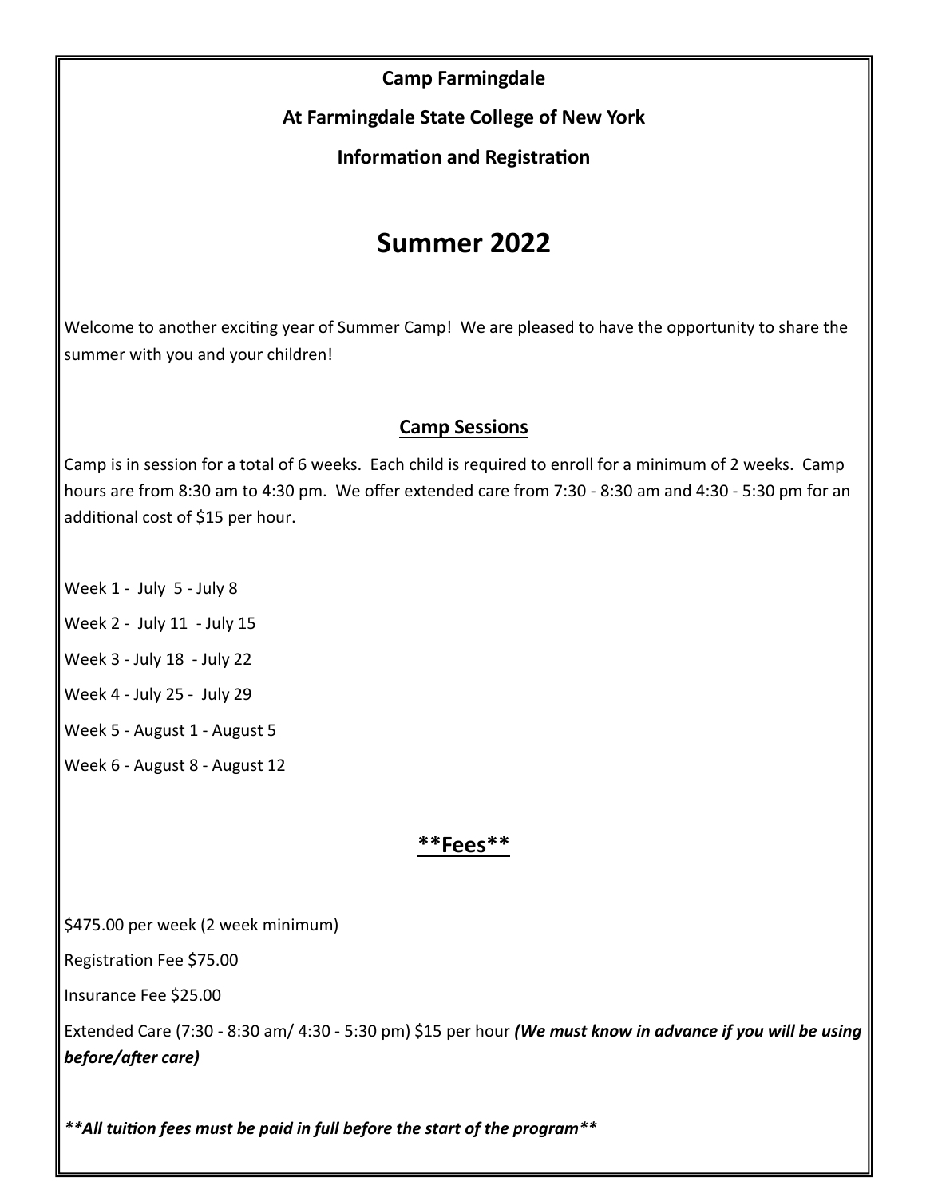**Camp Farmingdale**

**At Farmingdale State College of New York**

**Information and Registration**

# Summer 2022

Welcome to another exciting year of Summer Camp! We are pleased to have the opportunity to share the summer with you and your children!

## Camp Sessions

Camp is in session for a total of 6 weeks. Each child is required to enroll for a minimum of 2 weeks. Camp hours are from 8:30 am to 4:30 pm. We offer extended care from 7:30 - 8:30 am and 4:30 - 5:30 pm for an additional cost of $15 per hour.

Week 1 - July 5 - July 8

Week 2 - July 11 - July 15

Week 3 - July 18 - July 22

Week 4 - July 25 - July 29

Week 5 - August 1 - August 5

Week 6 - August 8 - August 12

## **Fees**

$475.00 per week (2 week minimum)

Registration Fee $75.00

Insurance Fee $25.00

Extended Care (7:30 - 8:30 am/ 4:30 - 5:30 pm) $15 per hour ***(We must know in advance if you will be using before/after care)***

***\*\*All tuition fees must be paid in full before the start of the program\*\****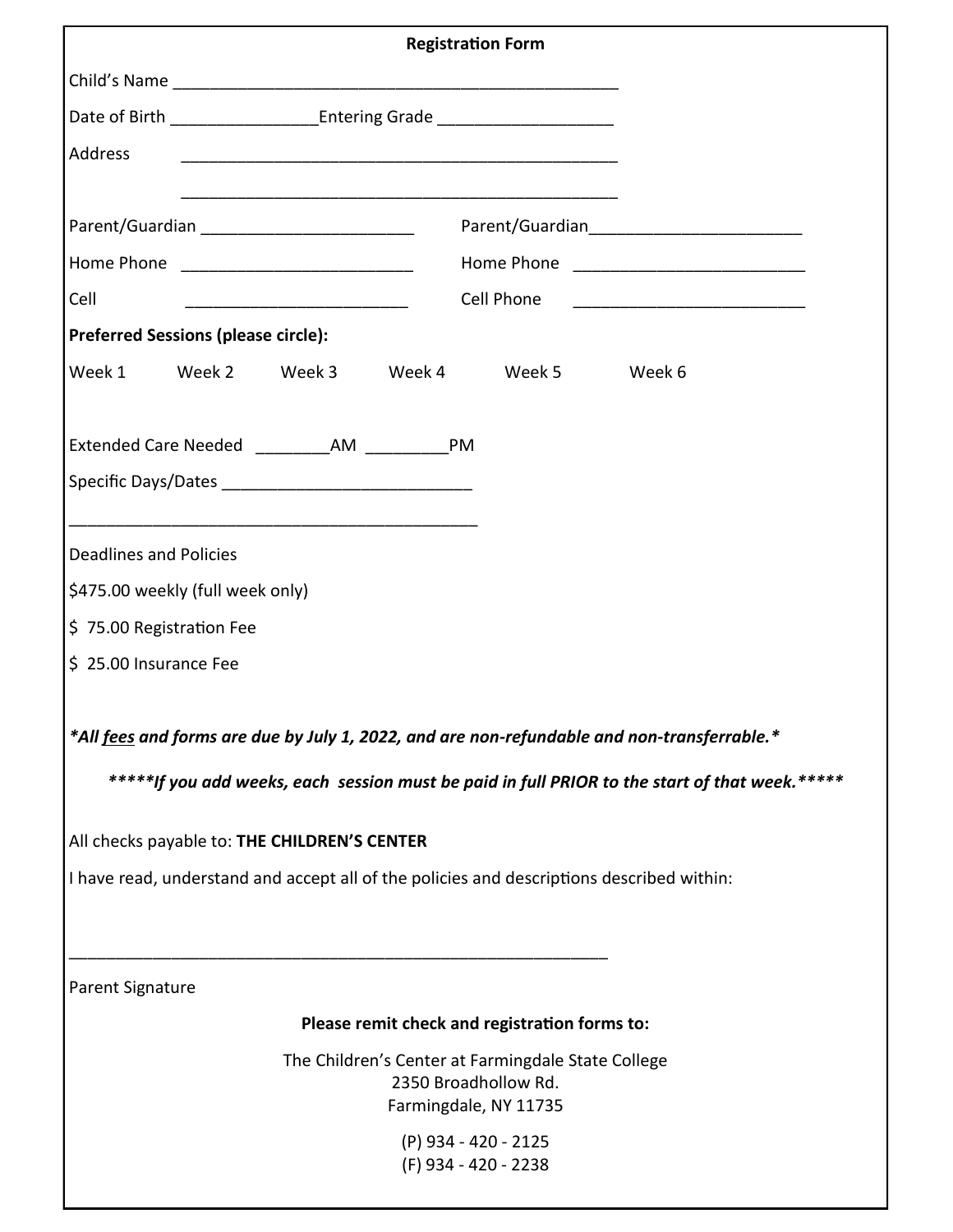**Registration Form**

Child's Name ________________________________________________

Date of Birth _______________Entering Grade __________________

Address ________________________________________________

________________________________________________

Parent/Guardian _______________________ Parent/Guardian_______________________

Home Phone ________________________ Home Phone ________________________

Cell ________________________ Cell Phone ________________________

**Preferred Sessions (please circle):**

Week 1 Week 2 Week 3 Week 4 Week 5 Week 6

Extended Care Needed ________AM _________PM

Specific Days/Dates ___________________________

_____________________________________________

Deadlines and Policies

$475.00 weekly (full week only)

$ 75.00 Registration Fee

$ 25.00 Insurance Fee

***All <u>fees</u> and forms are due by July 1, 2022, and are non-refundable and non-transferrable.***

******If you add weeks, each session must be paid in full PRIOR to the start of that week.******

All checks payable to: **THE CHILDREN'S CENTER**

I have read, understand and accept all of the policies and descriptions described within:

____________________________________________________________

Parent Signature

**Please remit check and registration forms to:**

The Children's Center at Farmingdale State College
2350 Broadhollow Rd.
Farmingdale, NY 11735

(P) 934 - 420 - 2125
(F) 934 - 420 - 2238